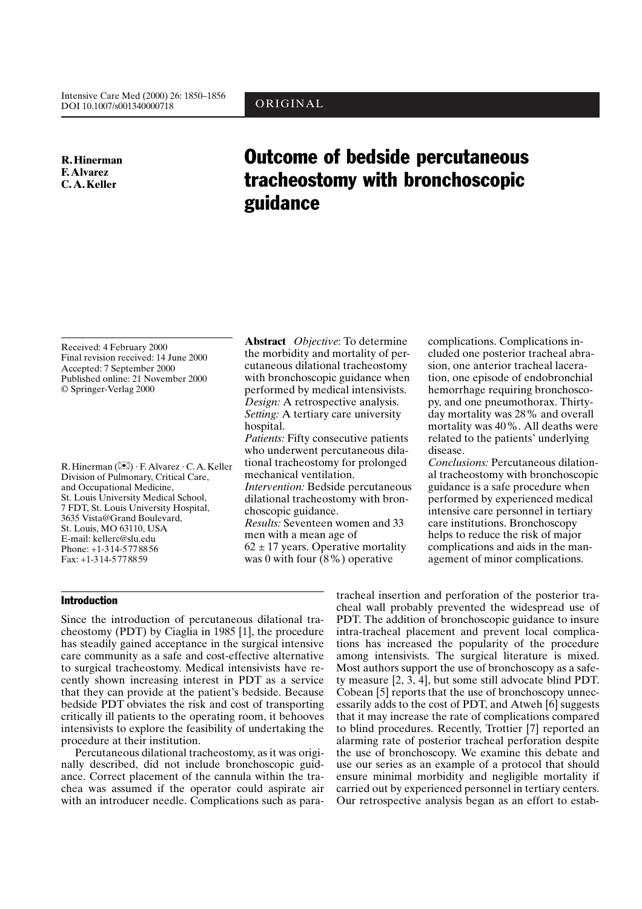ORIGINAL

**R. Hinerman**
**F. Alvarez**
**C. A. Keller**

# Outcome of bedside percutaneous tracheostomy with bronchoscopic guidance

Received: 4 February 2000
Final revision received: 14 June 2000
Accepted: 7 September 2000
Published online: 21 November 2000
© Springer-Verlag 2000

R. Hinerman (✉) · F. Alvarez · C. A. Keller
Division of Pulmonary, Critical Care, and Occupational Medicine,
St. Louis University Medical School,
7 FDT, St. Louis University Hospital,
3635 Vista@Grand Boulevard,
St. Louis, MO 63110, USA
E-mail: kellerc@slu.edu
Phone: +1-314-5778856
Fax: +1-314-5778859

**Abstract** *Objective*: To determine the morbidity and mortality of percutaneous dilational tracheostomy with bronchoscopic guidance when performed by medical intensivists.
*Design:* A retrospective analysis.
*Setting:* A tertiary care university hospital.
*Patients:* Fifty consecutive patients who underwent percutaneous dilational tracheostomy for prolonged mechanical ventilation.
*Intervention:* Bedside percutaneous dilational tracheostomy with bronchoscopic guidance.
*Results:* Seventeen women and 33 men with a mean age of $62 \pm 17$ years. Operative mortality was 0 with four (8 %) operative complications. Complications included one posterior tracheal abrasion, one anterior tracheal laceration, one episode of endobronchial hemorrhage requiring bronchoscopy, and one pneumothorax. Thirty-day mortality was 28 % and overall mortality was 40 %. All deaths were related to the patients' underlying disease.
*Conclusions:* Percutaneous dilational tracheostomy with bronchoscopic guidance is a safe procedure when performed by experienced medical intensive care personnel in tertiary care institutions. Bronchoscopy helps to reduce the risk of major complications and aids in the management of minor complications.

## Introduction

Since the introduction of percutaneous dilational tracheostomy (PDT) by Ciaglia in 1985 [1], the procedure has steadily gained acceptance in the surgical intensive care community as a safe and cost-effective alternative to surgical tracheostomy. Medical intensivists have recently shown increasing interest in PDT as a service that they can provide at the patient's bedside. Because bedside PDT obviates the risk and cost of transporting critically ill patients to the operating room, it behooves intensivists to explore the feasibility of undertaking the procedure at their institution.

Percutaneous dilational tracheostomy, as it was originally described, did not include bronchoscopic guidance. Correct placement of the cannula within the trachea was assumed if the operator could aspirate air with an introducer needle. Complications such as paratracheal insertion and perforation of the posterior tracheal wall probably prevented the widespread use of PDT. The addition of bronchoscopic guidance to insure intra-tracheal placement and prevent local complications has increased the popularity of the procedure among intensivists. The surgical literature is mixed. Most authors support the use of bronchoscopy as a safety measure [2, 3, 4], but some still advocate blind PDT. Cobean [5] reports that the use of bronchoscopy unnecessarily adds to the cost of PDT, and Atweh [6] suggests that it may increase the rate of complications compared to blind procedures. Recently, Trottier [7] reported an alarming rate of posterior tracheal perforation despite the use of bronchoscopy. We examine this debate and use our series as an example of a protocol that should ensure minimal morbidity and negligible mortality if carried out by experienced personnel in tertiary centers. Our retrospective analysis began as an effort to estab-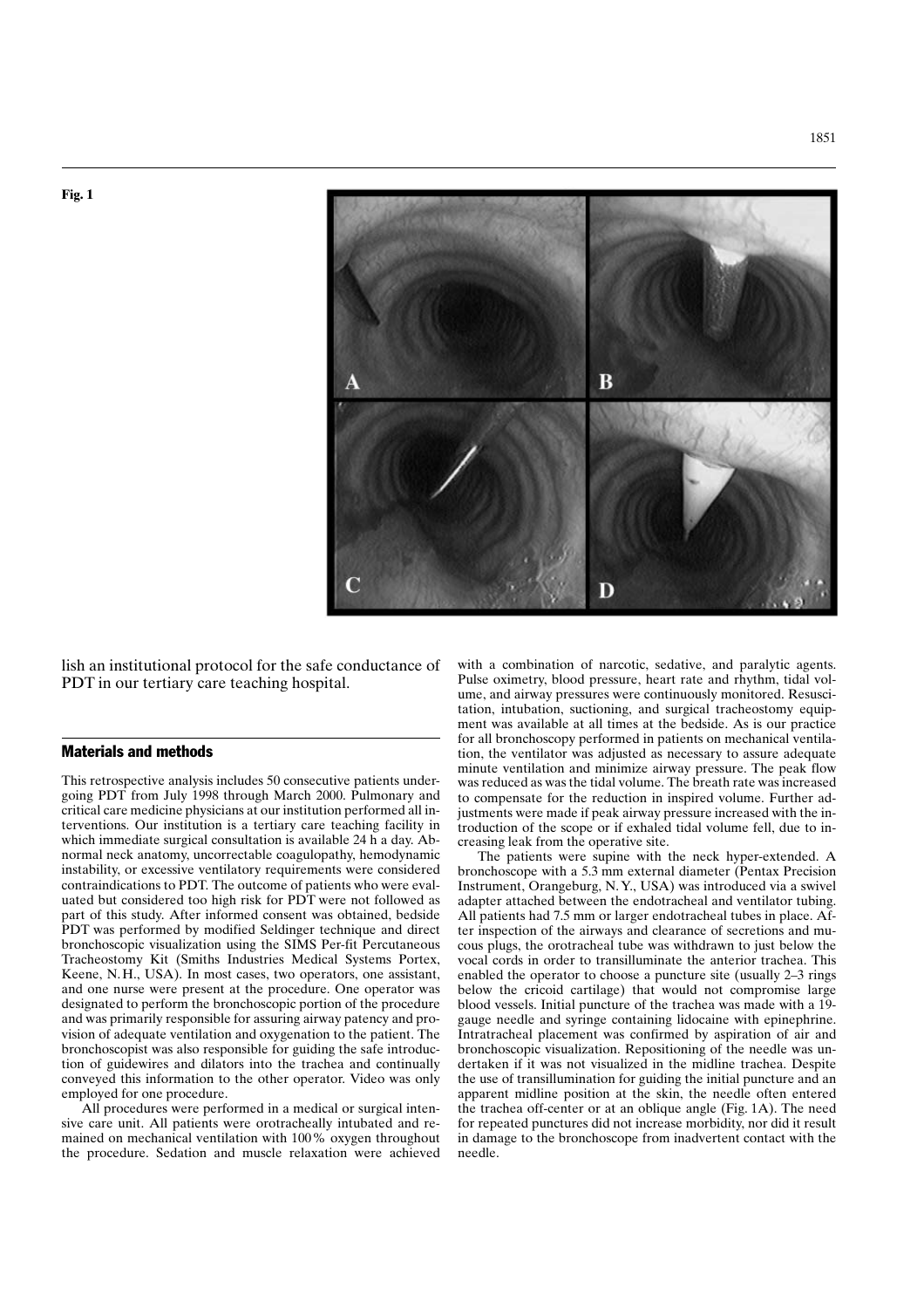**Fig. 1**

lish an institutional protocol for the safe conductance of PDT in our tertiary care teaching hospital.

## Materials and methods

This retrospective analysis includes 50 consecutive patients undergoing PDT from July 1998 through March 2000. Pulmonary and critical care medicine physicians at our institution performed all interventions. Our institution is a tertiary care teaching facility in which immediate surgical consultation is available 24 h a day. Abnormal neck anatomy, uncorrectable coagulopathy, hemodynamic instability, or excessive ventilatory requirements were considered contraindications to PDT. The outcome of patients who were evaluated but considered too high risk for PDT were not followed as part of this study. After informed consent was obtained, bedside PDT was performed by modified Seldinger technique and direct bronchoscopic visualization using the SIMS Per-fit Percutaneous Tracheostomy Kit (Smiths Industries Medical Systems Portex, Keene, N.H., USA). In most cases, two operators, one assistant, and one nurse were present at the procedure. One operator was designated to perform the bronchoscopic portion of the procedure and was primarily responsible for assuring airway patency and provision of adequate ventilation and oxygenation to the patient. The bronchoscopist was also responsible for guiding the safe introduction of guidewires and dilators into the trachea and continually conveyed this information to the other operator. Video was only employed for one procedure.

All procedures were performed in a medical or surgical intensive care unit. All patients were orotracheally intubated and remained on mechanical ventilation with 100 % oxygen throughout the procedure. Sedation and muscle relaxation were achieved with a combination of narcotic, sedative, and paralytic agents. Pulse oximetry, blood pressure, heart rate and rhythm, tidal volume, and airway pressures were continuously monitored. Resuscitation, intubation, suctioning, and surgical tracheostomy equipment was available at all times at the bedside. As is our practice for all bronchoscopy performed in patients on mechanical ventilation, the ventilator was adjusted as necessary to assure adequate minute ventilation and minimize airway pressure. The peak flow was reduced as was the tidal volume. The breath rate was increased to compensate for the reduction in inspired volume. Further adjustments were made if peak airway pressure increased with the introduction of the scope or if exhaled tidal volume fell, due to increasing leak from the operative site.

The patients were supine with the neck hyper-extended. A bronchoscope with a 5.3 mm external diameter (Pentax Precision Instrument, Orangeburg, N.Y., USA) was introduced via a swivel adapter attached between the endotracheal and ventilator tubing. All patients had 7.5 mm or larger endotracheal tubes in place. After inspection of the airways and clearance of secretions and mucous plugs, the orotracheal tube was withdrawn to just below the vocal cords in order to transilluminate the anterior trachea. This enabled the operator to choose a puncture site (usually 2–3 rings below the cricoid cartilage) that would not compromise large blood vessels. Initial puncture of the trachea was made with a 19-gauge needle and syringe containing lidocaine with epinephrine. Intratracheal placement was confirmed by aspiration of air and bronchoscopic visualization. Repositioning of the needle was undertaken if it was not visualized in the midline trachea. Despite the use of transillumination for guiding the initial puncture and an apparent midline position at the skin, the needle often entered the trachea off-center or at an oblique angle (Fig. 1A). The need for repeated punctures did not increase morbidity, nor did it result in damage to the bronchoscope from inadvertent contact with the needle.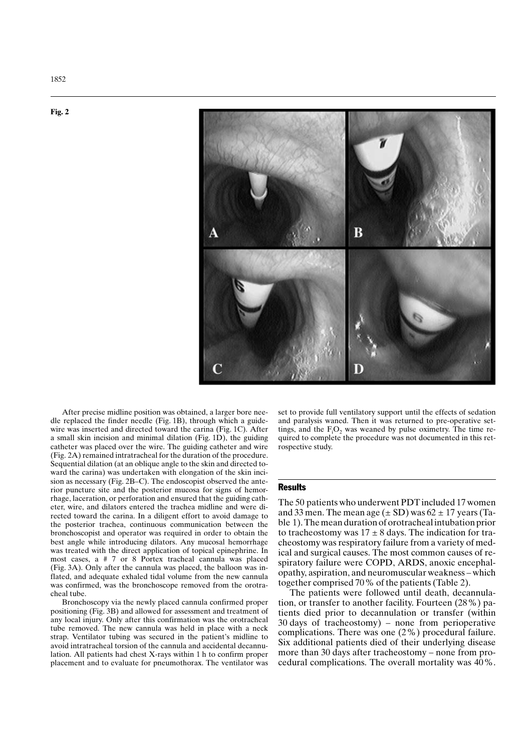**Fig. 2**

After precise midline position was obtained, a larger bore needle replaced the finder needle (Fig. 1B), through which a guidewire was inserted and directed toward the carina (Fig. 1C). After a small skin incision and minimal dilation (Fig. 1D), the guiding catheter was placed over the wire. The guiding catheter and wire (Fig. 2A) remained intratracheal for the duration of the procedure. Sequential dilation (at an oblique angle to the skin and directed toward the carina) was undertaken with elongation of the skin incision as necessary (Fig. 2B–C). The endoscopist observed the anterior puncture site and the posterior mucosa for signs of hemorrhage, laceration, or perforation and ensured that the guiding catheter, wire, and dilators entered the trachea midline and were directed toward the carina. In a diligent effort to avoid damage to the posterior trachea, continuous communication between the bronchoscopist and operator was required in order to obtain the best angle while introducing dilators. Any mucosal hemorrhage was treated with the direct application of topical epinephrine. In most cases, a # 7 or 8 Portex tracheal cannula was placed (Fig. 3A). Only after the cannula was placed, the balloon was inflated, and adequate exhaled tidal volume from the new cannula was confirmed, was the bronchoscope removed from the orotracheal tube.

Bronchoscopy via the newly placed cannula confirmed proper positioning (Fig. 3B) and allowed for assessment and treatment of any local injury. Only after this confirmation was the orotracheal tube removed. The new cannula was held in place with a neck strap. Ventilator tubing was secured in the patient's midline to avoid intratracheal torsion of the cannula and accidental decannulation. All patients had chest X-rays within 1 h to confirm proper placement and to evaluate for pneumothorax. The ventilator was set to provide full ventilatory support until the effects of sedation and paralysis waned. Then it was returned to pre-operative settings, and the $F_iO_2$ was weaned by pulse oximetry. The time required to complete the procedure was not documented in this retrospective study.

## Results

The 50 patients who underwent PDT included 17 women and 33 men. The mean age (± SD) was 62 ± 17 years (Table 1). The mean duration of orotracheal intubation prior to tracheostomy was 17 ± 8 days. The indication for tracheostomy was respiratory failure from a variety of medical and surgical causes. The most common causes of respiratory failure were COPD, ARDS, anoxic encephalopathy, aspiration, and neuromuscular weakness – which together comprised 70 % of the patients (Table 2).

The patients were followed until death, decannulation, or transfer to another facility. Fourteen (28 %) patients died prior to decannulation or transfer (within 30 days of tracheostomy) – none from perioperative complications. There was one (2 %) procedural failure. Six additional patients died of their underlying disease more than 30 days after tracheostomy – none from procedural complications. The overall mortality was 40 %.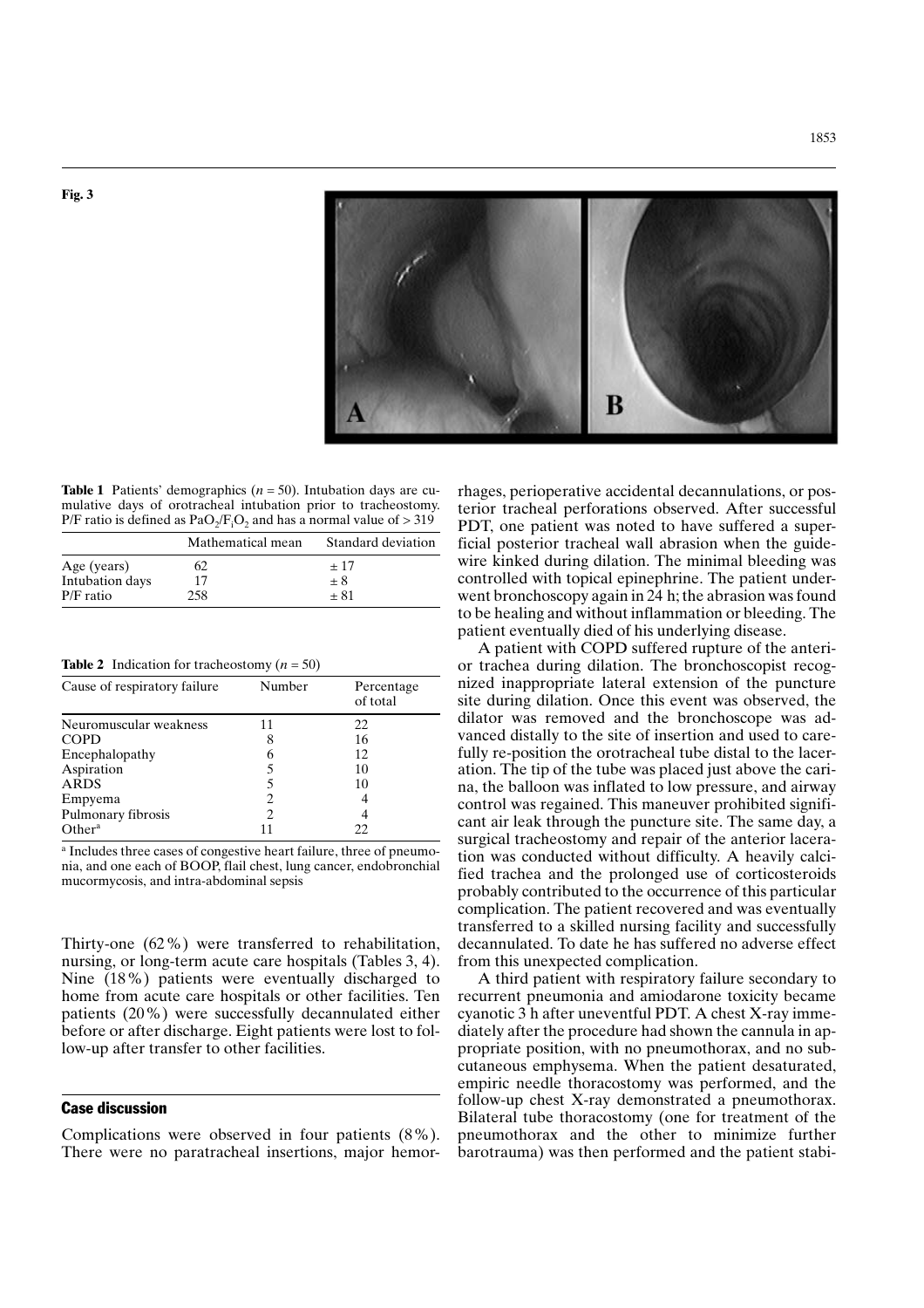**Fig. 3**

**Table 1** Patients' demographics ($n = 50$). Intubation days are cumulative days of orotracheal intubation prior to tracheostomy. P/F ratio is defined as $PaO_2/F_iO_2$ and has a normal value of > 319

| | Mathematical mean | Standard deviation |
|---|---|---|
| Age (years) | 62 | ± 17 |
| Intubation days | 17 | ± 8 |
| P/F ratio | 258 | ± 81 |

**Table 2** Indication for tracheostomy ($n = 50$)

| Cause of respiratory failure | Number | Percentage of total |
|---|---|---|
| Neuromuscular weakness | 11 | 22 |
| COPD | 8 | 16 |
| Encephalopathy | 6 | 12 |
| Aspiration | 5 | 10 |
| ARDS | 5 | 10 |
| Empyema | 2 | 4 |
| Pulmonary fibrosis | 2 | 4 |
| Other[a] | 11 | 22 |

[a] Includes three cases of congestive heart failure, three of pneumonia, and one each of BOOP, flail chest, lung cancer, endobronchial mucormycosis, and intra-abdominal sepsis

Thirty-one (62 %) were transferred to rehabilitation, nursing, or long-term acute care hospitals (Tables 3, 4). Nine (18 %) patients were eventually discharged to home from acute care hospitals or other facilities. Ten patients (20 %) were successfully decannulated either before or after discharge. Eight patients were lost to follow-up after transfer to other facilities.

## Case discussion

Complications were observed in four patients (8 %). There were no paratracheal insertions, major hemorrhages, perioperative accidental decannulations, or posterior tracheal perforations observed. After successful PDT, one patient was noted to have suffered a superficial posterior tracheal wall abrasion when the guidewire kinked during dilation. The minimal bleeding was controlled with topical epinephrine. The patient underwent bronchoscopy again in 24 h; the abrasion was found to be healing and without inflammation or bleeding. The patient eventually died of his underlying disease.

A patient with COPD suffered rupture of the anterior trachea during dilation. The bronchoscopist recognized inappropriate lateral extension of the puncture site during dilation. Once this event was observed, the dilator was removed and the bronchoscope was advanced distally to the site of insertion and used to carefully re-position the orotracheal tube distal to the laceration. The tip of the tube was placed just above the carina, the balloon was inflated to low pressure, and airway control was regained. This maneuver prohibited significant air leak through the puncture site. The same day, a surgical tracheostomy and repair of the anterior laceration was conducted without difficulty. A heavily calcified trachea and the prolonged use of corticosteroids probably contributed to the occurrence of this particular complication. The patient recovered and was eventually transferred to a skilled nursing facility and successfully decannulated. To date he has suffered no adverse effect from this unexpected complication.

A third patient with respiratory failure secondary to recurrent pneumonia and amiodarone toxicity became cyanotic 3 h after uneventful PDT. A chest X-ray immediately after the procedure had shown the cannula in appropriate position, with no pneumothorax, and no subcutaneous emphysema. When the patient desaturated, empiric needle thoracostomy was performed, and the follow-up chest X-ray demonstrated a pneumothorax. Bilateral tube thoracostomy (one for treatment of the pneumothorax and the other to minimize further barotrauma) was then performed and the patient stabi-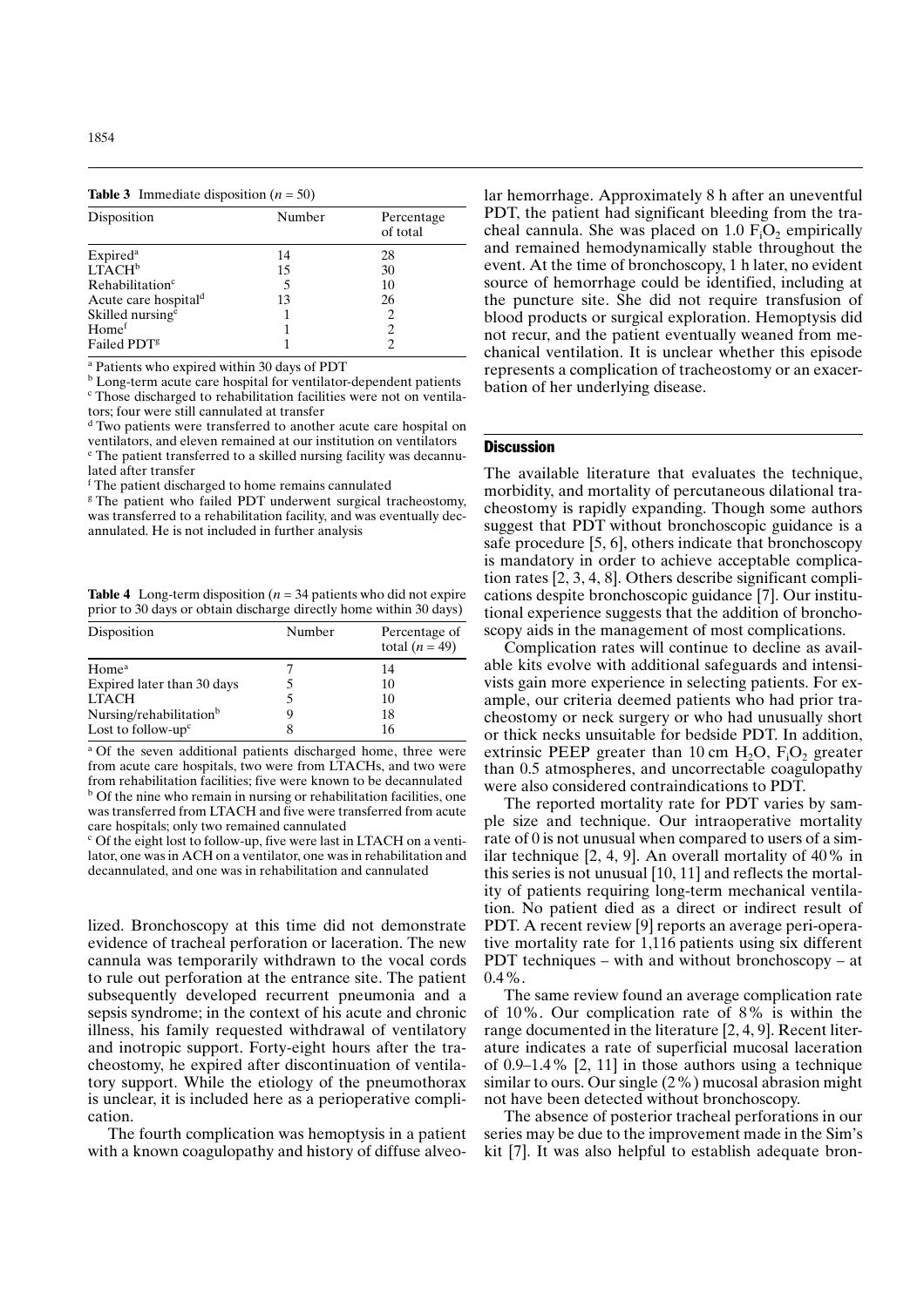**Table 3** Immediate disposition ($n = 50$)

| Disposition | Number | Percentage of total |
|---|---|---|
| Expired[a] | 14 | 28 |
| LTACH[b] | 15 | 30 |
| Rehabilitation[c] | 5 | 10 |
| Acute care hospital[d] | 13 | 26 |
| Skilled nursing[e] | 1 | 2 |
| Home[f] | 1 | 2 |
| Failed PDT[g] | 1 | 2 |

[a] Patients who expired within 30 days of PDT
[b] Long-term acute care hospital for ventilator-dependent patients
[c] Those discharged to rehabilitation facilities were not on ventilators; four were still cannulated at transfer
[d] Two patients were transferred to another acute care hospital on ventilators, and eleven remained at our institution on ventilators
[e] The patient transferred to a skilled nursing facility was decannulated after transfer
[f] The patient discharged to home remains cannulated
[g] The patient who failed PDT underwent surgical tracheostomy, was transferred to a rehabilitation facility, and was eventually decannulated. He is not included in further analysis

**Table 4** Long-term disposition ($n = 34$ patients who did not expire prior to 30 days or obtain discharge directly home within 30 days)

| Disposition | Number | Percentage of total ($n = 49$) |
|---|---|---|
| Home[a] | 7 | 14 |
| Expired later than 30 days | 5 | 10 |
| LTACH | 5 | 10 |
| Nursing/rehabilitation[b] | 9 | 18 |
| Lost to follow-up[c] | 8 | 16 |

[a] Of the seven additional patients discharged home, three were from acute care hospitals, two were from LTACHs, and two were from rehabilitation facilities; five were known to be decannulated
[b] Of the nine who remain in nursing or rehabilitation facilities, one was transferred from LTACH and five were transferred from acute care hospitals; only two remained cannulated
[c] Of the eight lost to follow-up, five were last in LTACH on a ventilator, one was in ACH on a ventilator, one was in rehabilitation and decannulated, and one was in rehabilitation and cannulated

lized. Bronchoscopy at this time did not demonstrate evidence of tracheal perforation or laceration. The new cannula was temporarily withdrawn to the vocal cords to rule out perforation at the entrance site. The patient subsequently developed recurrent pneumonia and a sepsis syndrome; in the context of his acute and chronic illness, his family requested withdrawal of ventilatory and inotropic support. Forty-eight hours after the tracheostomy, he expired after discontinuation of ventilatory support. While the etiology of the pneumothorax is unclear, it is included here as a perioperative complication.

The fourth complication was hemoptysis in a patient with a known coagulopathy and history of diffuse alveolar hemorrhage. Approximately 8 h after an uneventful PDT, the patient had significant bleeding from the tracheal cannula. She was placed on 1.0 $F_iO_2$ empirically and remained hemodynamically stable throughout the event. At the time of bronchoscopy, 1 h later, no evident source of hemorrhage could be identified, including at the puncture site. She did not require transfusion of blood products or surgical exploration. Hemoptysis did not recur, and the patient eventually weaned from mechanical ventilation. It is unclear whether this episode represents a complication of tracheostomy or an exacerbation of her underlying disease.

## Discussion

The available literature that evaluates the technique, morbidity, and mortality of percutaneous dilational tracheostomy is rapidly expanding. Though some authors suggest that PDT without bronchoscopic guidance is a safe procedure [5, 6], others indicate that bronchoscopy is mandatory in order to achieve acceptable complication rates [2, 3, 4, 8]. Others describe significant complications despite bronchoscopic guidance [7]. Our institutional experience suggests that the addition of bronchoscopy aids in the management of most complications.

Complication rates will continue to decline as available kits evolve with additional safeguards and intensivists gain more experience in selecting patients. For example, our criteria deemed patients who had prior tracheostomy or neck surgery or who had unusually short or thick necks unsuitable for bedside PDT. In addition, extrinsic PEEP greater than 10 cm $H_2O$, $F_iO_2$ greater than 0.5 atmospheres, and uncorrectable coagulopathy were also considered contraindications to PDT.

The reported mortality rate for PDT varies by sample size and technique. Our intraoperative mortality rate of 0 is not unusual when compared to users of a similar technique [2, 4, 9]. An overall mortality of 40% in this series is not unusual [10, 11] and reflects the mortality of patients requiring long-term mechanical ventilation. No patient died as a direct or indirect result of PDT. A recent review [9] reports an average peri-operative mortality rate for 1,116 patients using six different PDT techniques – with and without bronchoscopy – at 0.4%.

The same review found an average complication rate of 10%. Our complication rate of 8% is within the range documented in the literature [2, 4, 9]. Recent literature indicates a rate of superficial mucosal laceration of 0.9–1.4% [2, 11] in those authors using a technique similar to ours. Our single (2%) mucosal abrasion might not have been detected without bronchoscopy.

The absence of posterior tracheal perforations in our series may be due to the improvement made in the Sim's kit [7]. It was also helpful to establish adequate bron-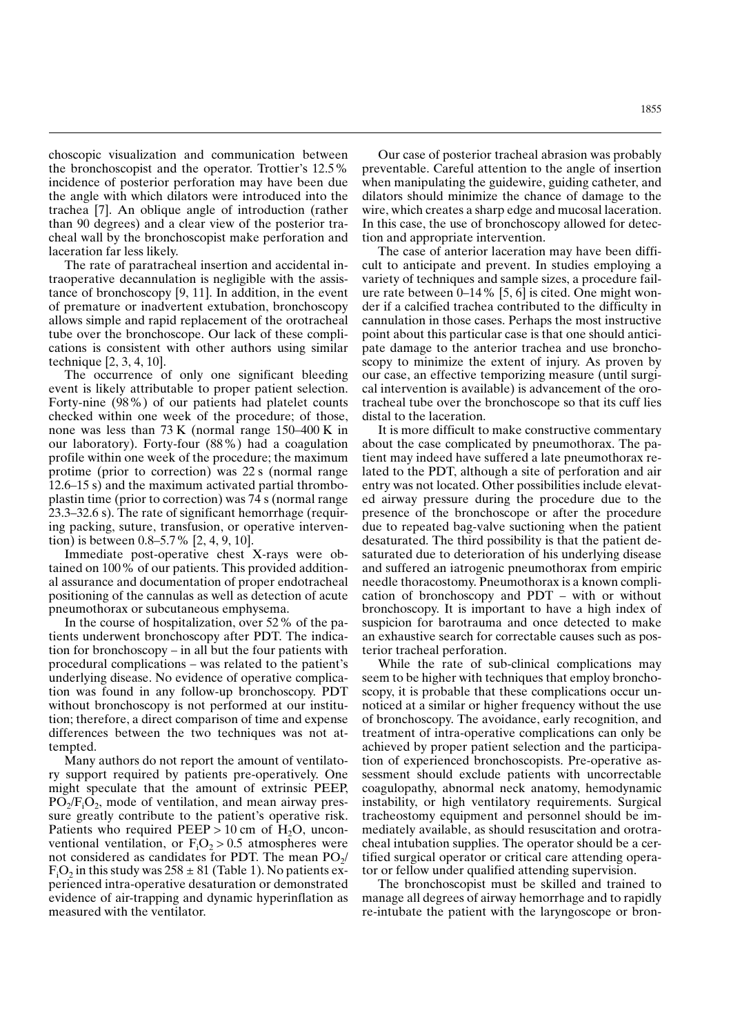choscopic visualization and communication between the bronchoscopist and the operator. Trottier's 12.5% incidence of posterior perforation may have been due the angle with which dilators were introduced into the trachea [7]. An oblique angle of introduction (rather than 90 degrees) and a clear view of the posterior tracheal wall by the bronchoscopist make perforation and laceration far less likely.

The rate of paratracheal insertion and accidental intraoperative decannulation is negligible with the assistance of bronchoscopy [9, 11]. In addition, in the event of premature or inadvertent extubation, bronchoscopy allows simple and rapid replacement of the orotracheal tube over the bronchoscope. Our lack of these complications is consistent with other authors using similar technique [2, 3, 4, 10].

The occurrence of only one significant bleeding event is likely attributable to proper patient selection. Forty-nine (98%) of our patients had platelet counts checked within one week of the procedure; of those, none was less than 73 K (normal range 150–400 K in our laboratory). Forty-four (88%) had a coagulation profile within one week of the procedure; the maximum protime (prior to correction) was 22 s (normal range 12.6–15 s) and the maximum activated partial thromboplastin time (prior to correction) was 74 s (normal range 23.3–32.6 s). The rate of significant hemorrhage (requiring packing, suture, transfusion, or operative intervention) is between 0.8–5.7% [2, 4, 9, 10].

Immediate post-operative chest X-rays were obtained on 100% of our patients. This provided additional assurance and documentation of proper endotracheal positioning of the cannulas as well as detection of acute pneumothorax or subcutaneous emphysema.

In the course of hospitalization, over 52% of the patients underwent bronchoscopy after PDT. The indication for bronchoscopy – in all but the four patients with procedural complications – was related to the patient's underlying disease. No evidence of operative complication was found in any follow-up bronchoscopy. PDT without bronchoscopy is not performed at our institution; therefore, a direct comparison of time and expense differences between the two techniques was not attempted.

Many authors do not report the amount of ventilatory support required by patients pre-operatively. One might speculate that the amount of extrinsic PEEP, $PO_2/F_iO_2$, mode of ventilation, and mean airway pressure greatly contribute to the patient's operative risk. Patients who required PEEP > 10 cm of $H_2O$, unconventional ventilation, or $F_iO_2 > 0.5$ atmospheres were not considered as candidates for PDT. The mean $PO_2/F_iO_2$ in this study was $258 \pm 81$ (Table 1). No patients experienced intra-operative desaturation or demonstrated evidence of air-trapping and dynamic hyperinflation as measured with the ventilator.

Our case of posterior tracheal abrasion was probably preventable. Careful attention to the angle of insertion when manipulating the guidewire, guiding catheter, and dilators should minimize the chance of damage to the wire, which creates a sharp edge and mucosal laceration. In this case, the use of bronchoscopy allowed for detection and appropriate intervention.

The case of anterior laceration may have been difficult to anticipate and prevent. In studies employing a variety of techniques and sample sizes, a procedure failure rate between 0–14% [5, 6] is cited. One might wonder if a calcified trachea contributed to the difficulty in cannulation in those cases. Perhaps the most instructive point about this particular case is that one should anticipate damage to the anterior trachea and use bronchoscopy to minimize the extent of injury. As proven by our case, an effective temporizing measure (until surgical intervention is available) is advancement of the orotracheal tube over the bronchoscope so that its cuff lies distal to the laceration.

It is more difficult to make constructive commentary about the case complicated by pneumothorax. The patient may indeed have suffered a late pneumothorax related to the PDT, although a site of perforation and air entry was not located. Other possibilities include elevated airway pressure during the procedure due to the presence of the bronchoscope or after the procedure due to repeated bag-valve suctioning when the patient desaturated. The third possibility is that the patient desaturated due to deterioration of his underlying disease and suffered an iatrogenic pneumothorax from empiric needle thoracostomy. Pneumothorax is a known complication of bronchoscopy and PDT – with or without bronchoscopy. It is important to have a high index of suspicion for barotrauma and once detected to make an exhaustive search for correctable causes such as posterior tracheal perforation.

While the rate of sub-clinical complications may seem to be higher with techniques that employ bronchoscopy, it is probable that these complications occur unnoticed at a similar or higher frequency without the use of bronchoscopy. The avoidance, early recognition, and treatment of intra-operative complications can only be achieved by proper patient selection and the participation of experienced bronchoscopists. Pre-operative assessment should exclude patients with uncorrectable coagulopathy, abnormal neck anatomy, hemodynamic instability, or high ventilatory requirements. Surgical tracheostomy equipment and personnel should be immediately available, as should resuscitation and orotracheal intubation supplies. The operator should be a certified surgical operator or critical care attending operator or fellow under qualified attending supervision.

The bronchoscopist must be skilled and trained to manage all degrees of airway hemorrhage and to rapidly re-intubate the patient with the laryngoscope or bron-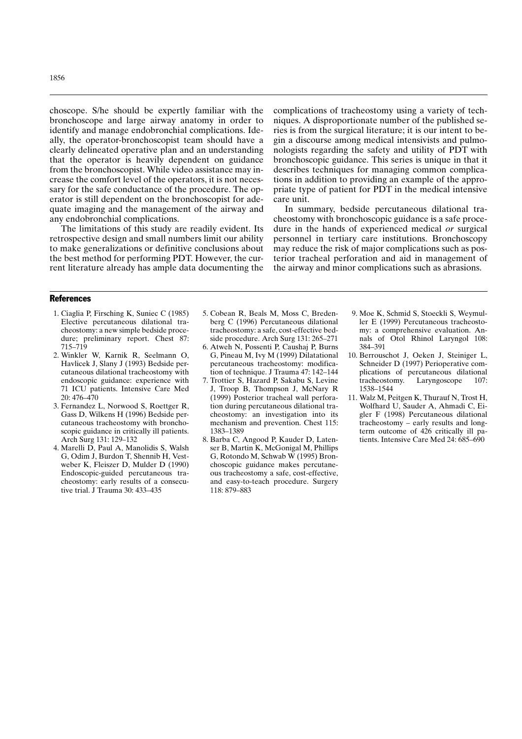choscope. S/he should be expertly familiar with the bronchoscope and large airway anatomy in order to identify and manage endobronchial complications. Ideally, the operator-bronchoscopist team should have a clearly delineated operative plan and an understanding that the operator is heavily dependent on guidance from the bronchoscopist. While video assistance may increase the comfort level of the operators, it is not necessary for the safe conductance of the procedure. The operator is still dependent on the bronchoscopist for adequate imaging and the management of the airway and any endobronchial complications.

The limitations of this study are readily evident. Its retrospective design and small numbers limit our ability to make generalizations or definitive conclusions about the best method for performing PDT. However, the current literature already has ample data documenting the complications of tracheostomy using a variety of techniques. A disproportionate number of the published series is from the surgical literature; it is our intent to begin a discourse among medical intensivists and pulmonologists regarding the safety and utility of PDT with bronchoscopic guidance. This series is unique in that it describes techniques for managing common complications in addition to providing an example of the appropriate type of patient for PDT in the medical intensive care unit.

In summary, bedside percutaneous dilational tracheostomy with bronchoscopic guidance is a safe procedure in the hands of experienced medical *or* surgical personnel in tertiary care institutions. Bronchoscopy may reduce the risk of major complications such as posterior tracheal perforation and aid in management of the airway and minor complications such as abrasions.

## References

1. Ciaglia P, Firsching K, Suniec C (1985) Elective percutaneous dilational tracheostomy: a new simple bedside procedure; preliminary report. Chest 87: 715–719
2. Winkler W, Karnik R, Seelmann O, Havlicek J, Slany J (1993) Bedside percutaneous dilational tracheostomy with endoscopic guidance: experience with 71 ICU patients. Intensive Care Med 20: 476–470
3. Fernandez L, Norwood S, Roettger R, Gass D, Wilkens H (1996) Bedside percutaneous tracheostomy with bronchoscopic guidance in critically ill patients. Arch Surg 131: 129–132
4. Marelli D, Paul A, Manolidis S, Walsh G, Odim J, Burdon T, Shennib H, Vestweber K, Fleiszer D, Mulder D (1990) Endoscopic-guided percutaneous tracheostomy: early results of a consecutive trial. J Trauma 30: 433–435
5. Cobean R, Beals M, Moss C, Bredenberg C (1996) Percutaneous dilational tracheostomy: a safe, cost-effective bedside procedure. Arch Surg 131: 265–271
6. Atweh N, Possenti P, Caushaj P, Burns G, Pineau M, Ivy M (1999) Dilatational percutaneous tracheostomy: modification of technique. J Trauma 47: 142–144
7. Trottier S, Hazard P, Sakabu S, Levine J, Troop B, Thompson J, McNary R (1999) Posterior tracheal wall perforation during percutaneous dilational tracheostomy: an investigation into its mechanism and prevention. Chest 115: 1383–1389
8. Barba C, Angood P, Kauder D, Latenser B, Martin K, McGonigal M, Phillips G, Rotondo M, Schwab W (1995) Bronchoscopic guidance makes percutaneous tracheostomy a safe, cost-effective, and easy-to-teach procedure. Surgery 118: 879–883
9. Moe K, Schmid S, Stoeckli S, Weymuller E (1999) Percutaneous tracheostomy: a comprehensive evaluation. Annals of Otol Rhinol Laryngol 108: 384–391
10. Berrouschot J, Oeken J, Steiniger L, Schneider D (1997) Perioperative complications of percutaneous dilational tracheostomy. Laryngoscope 107: 1538–1544
11. Walz M, Peitgen K, Thurauf N, Trost H, Wolfhard U, Sauder A, Ahmadi C, Eigler F (1998) Percutaneous dilational tracheostomy – early results and long-term outcome of 426 critically ill patients. Intensive Care Med 24: 685–690